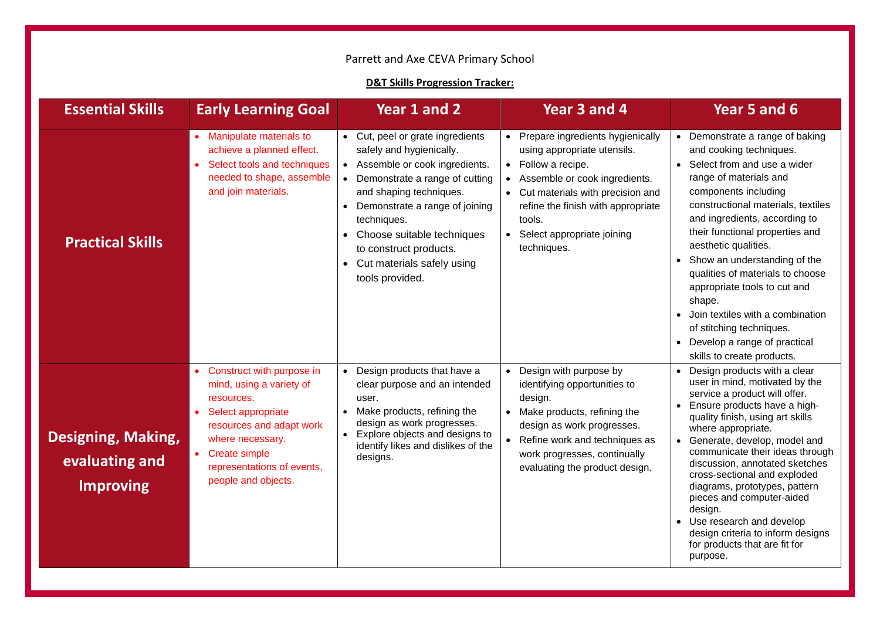Parrett and Axe CEVA Primary School

**D&T Skills Progression Tracker:**

| Essential Skills | Early Learning Goal | Year 1 and 2 | Year 3 and 4 | Year 5 and 6 |
|---|---|---|---|---|
| **Practical Skills** | • Manipulate materials to achieve a planned effect.<br>• Select tools and techniques needed to shape, assemble and join materials. | • Cut, peel or grate ingredients safely and hygienically.<br>• Assemble or cook ingredients.<br>• Demonstrate a range of cutting and shaping techniques.<br>• Demonstrate a range of joining techniques.<br>• Choose suitable techniques to construct products.<br>• Cut materials safely using tools provided. | • Prepare ingredients hygienically using appropriate utensils.<br>• Follow a recipe.<br>• Assemble or cook ingredients.<br>• Cut materials with precision and refine the finish with appropriate tools.<br>• Select appropriate joining techniques. | • Demonstrate a range of baking and cooking techniques.<br>• Select from and use a wider range of materials and components including constructional materials, textiles and ingredients, according to their functional properties and aesthetic qualities.<br>• Show an understanding of the qualities of materials to choose appropriate tools to cut and shape.<br>• Join textiles with a combination of stitching techniques.<br>• Develop a range of practical skills to create products. |
| **Designing, Making, evaluating and Improving** | • Construct with purpose in mind, using a variety of resources.<br>• Select appropriate resources and adapt work where necessary.<br>• Create simple representations of events, people and objects. | • Design products that have a clear purpose and an intended user.<br>• Make products, refining the design as work progresses.<br>• Explore objects and designs to identify likes and dislikes of the designs. | • Design with purpose by identifying opportunities to design.<br>• Make products, refining the design as work progresses.<br>• Refine work and techniques as work progresses, continually evaluating the product design. | • Design products with a clear user in mind, motivated by the service a product will offer.<br>• Ensure products have a high-quality finish, using art skills where appropriate.<br>• Generate, develop, model and communicate their ideas through discussion, annotated sketches cross-sectional and exploded diagrams, prototypes, pattern pieces and computer-aided design.<br>• Use research and develop design criteria to inform designs for products that are fit for purpose. |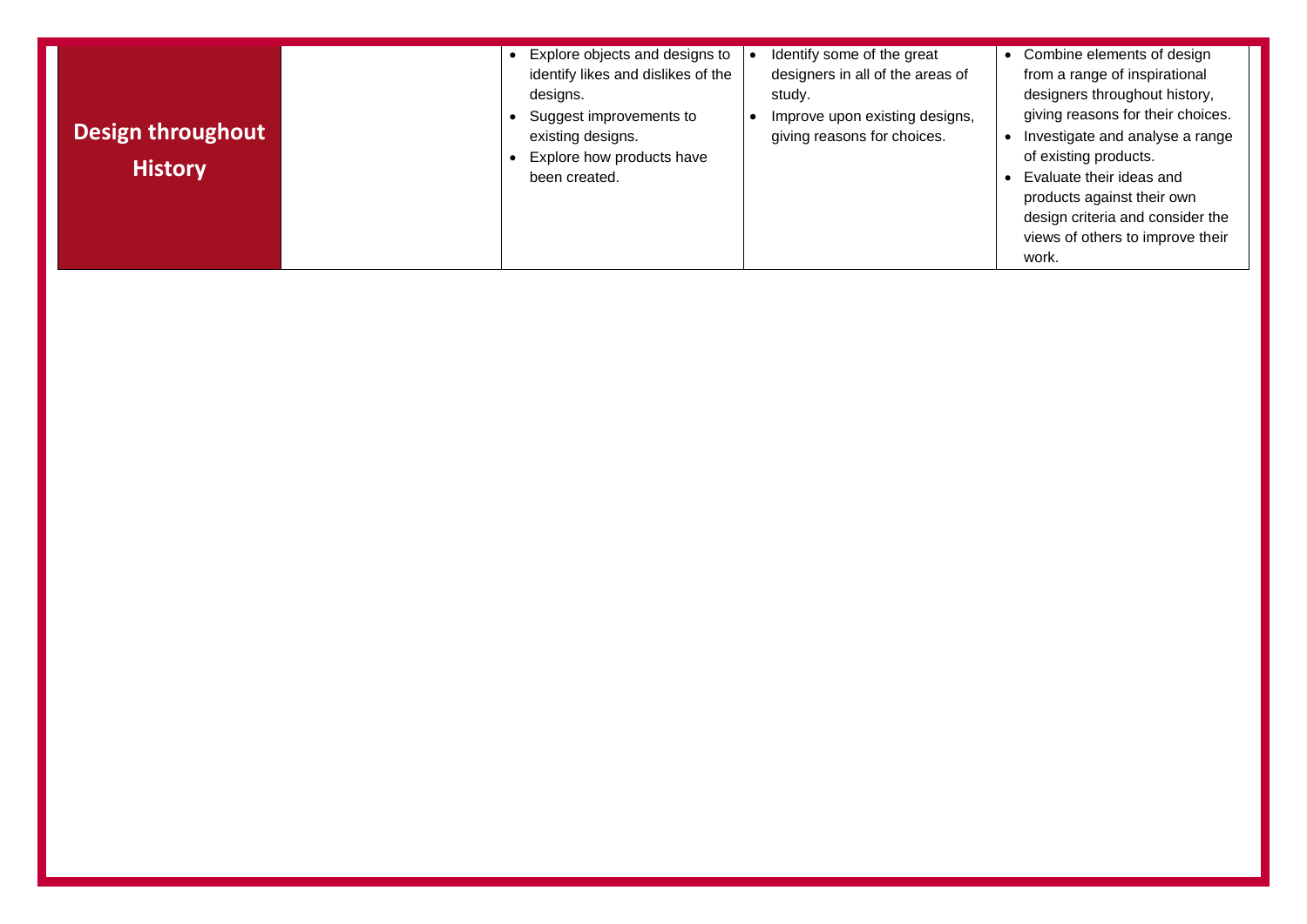| | | | | |
|---|---|---|---|---|
| **Design throughout History** | | • Explore objects and designs to identify likes and dislikes of the designs.<br>• Suggest improvements to existing designs.<br>• Explore how products have been created. | • Identify some of the great designers in all of the areas of study.<br>• Improve upon existing designs, giving reasons for choices. | • Combine elements of design from a range of inspirational designers throughout history, giving reasons for their choices.<br>• Investigate and analyse a range of existing products.<br>• Evaluate their ideas and products against their own design criteria and consider the views of others to improve their work. |